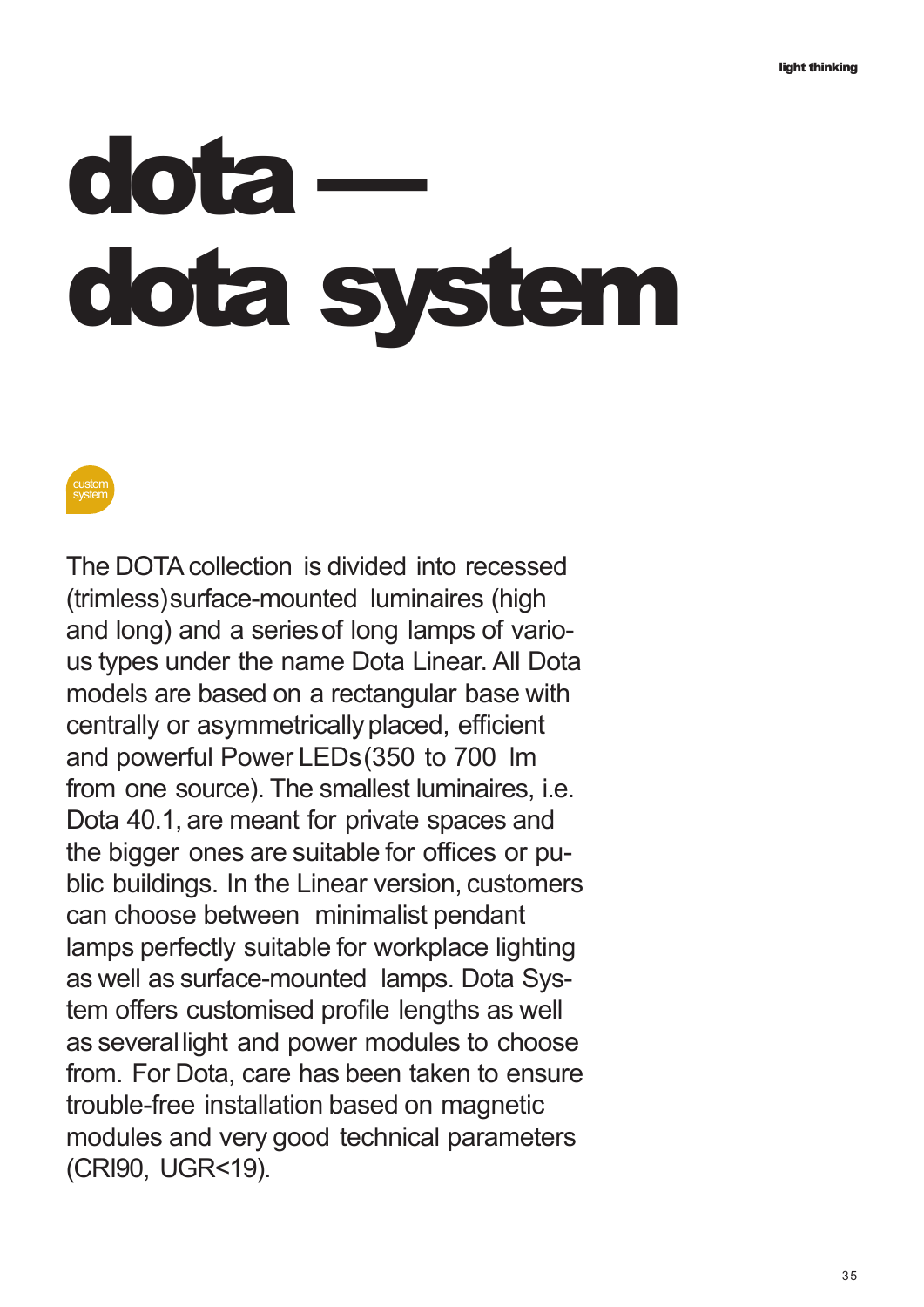# dota — dota system

custom system

The DOTA collection is divided into recessed (trimless) surface-mounted luminaires (high and long) and a series of long lamps of various types under the name Dota Linear. All Dota models are based on a rectangular base with centrally or asymmetrically placed, efficient and powerful Power LEDs (350 to 700 lm from one source). The smallest luminaires, i.e. Dota 40.1, are meant for private spaces and the bigger ones are suitable for offices or public buildings. In the Linear version, customers can choose between minimalist pendant lamps perfectly suitable for workplace lighting as well as surface-mounted lamps. Dota System offers customised profile lengths as well as several light and power modules to choose from. For Dota, care has been taken to ensure trouble-free installation based on magnetic modules and very good technical parameters (CRI90, UGR<19).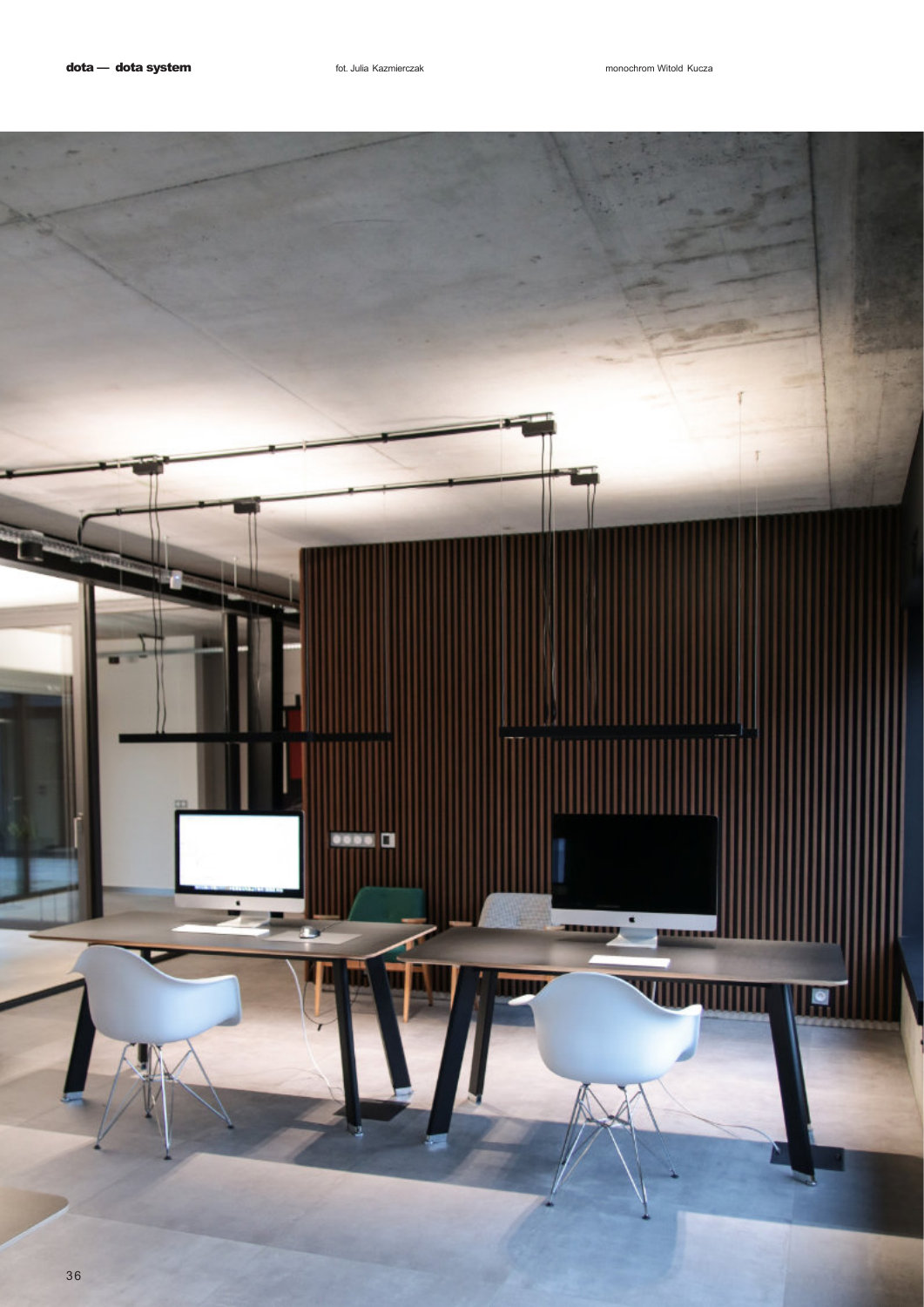**dota — dota system**

fot. Julia Kazmierczak

monochrom Witold Kucza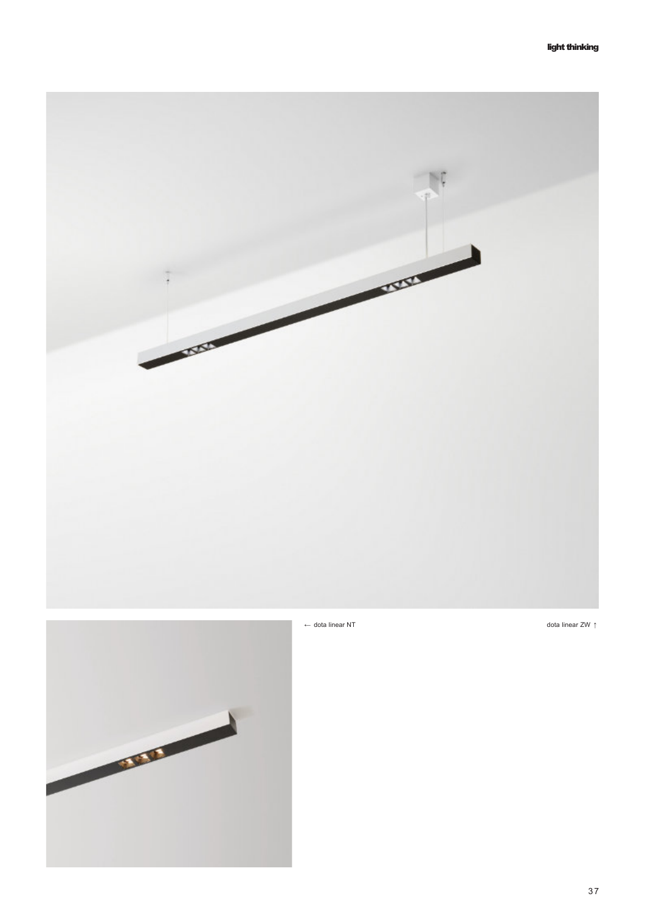← dota linear NT

dota linear ZW ↑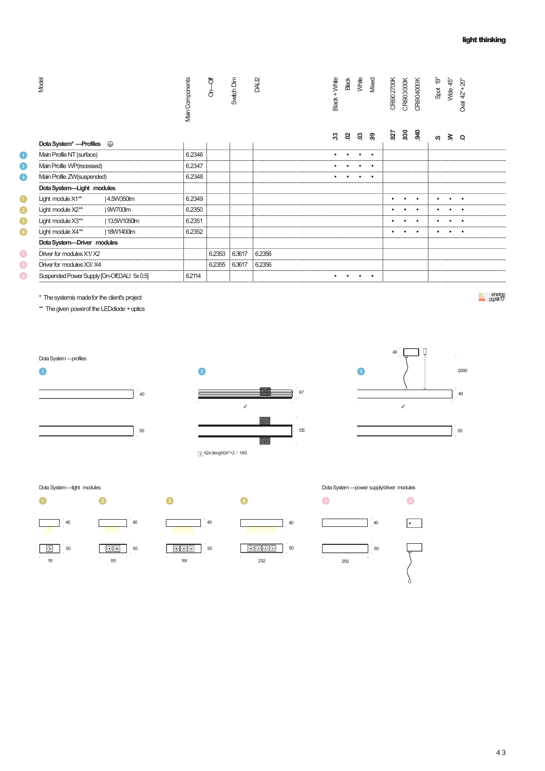| | Model | | Main Components | On—Off | Switch Dim | DALI2 | Black + White | Black | White | Mixed | CRI90 2700K | CRI90 3000K | CRI90 4000K | Spot 19° | Wide 45° | Oval 42°+20° |
|---|---|---|---|---|---|---|---|---|---|---|---|---|---|---|---|---|
| | | | | | | | .33 | .02 | .03 | .99 | .927 | .930 | .940 | .S | .W | .O |
| | **Dota System* —Profiles** | | | | | | | | | | | | | | | |
| 1 | Main Profile NT (surface) | | 6.2346 | | | | • | • | • | • | | | | | | |
| 2 | Main Profile WP(recessed) | | 6.2347 | | | | • | • | • | • | | | | | | |
| 3 | Main Profile ZW(suspended) | | 6.2348 | | | | • | • | • | • | | | | | | |
| | **Dota System—Light modules** | | | | | | | | | | | | | | | |
| 1 | Light module X1** | 4.5W350lm | 6.2349 | | | | | | | | • | • | • | • | • | • |
| 2 | Light module X2** | 9W700lm | 6.2350 | | | | | | | | • | • | • | • | • | • |
| 3 | Light module X3** | 13.5W1050lm | 6.2351 | | | | | | | | • | • | • | • | • | • |
| 4 | Light module X4** | 18W1400lm | 6.2352 | | | | | | | | • | • | • | • | • | • |
| | **Dota System—Driver modules** | | | | | | | | | | | | | | | |
| 1 | Driver for modules X1/ X2 | | | 6.2353 | 6.3617 | 6.2356 | | | | | | | | | | |
| 1 | Driver for modules X3/ X4 | | | 6.2355 | 6.3617 | 6.2356 | | | | | | | | | | |
| 2 | Suspended Power Supply [On-Off,DALI 5x 0.5] | | 6.2114 | | | | • | • | • | • | | | | | | |

\* The system is made for the client's project

\*\* The given power of the LED diode + optics

energy pg./str.17

Dota System—profiles

1 — 40, 50

2 — 67, x*, 133

62x (lenght)X*+2 / h93

3 — 40, 2000, 40, x*, 50

Dota System—light modules

1 — 40, 50, 111

2 — 40, 50, 151

3 — 40, 50, 191

4 — 40, 50, 232

Dota System—power supply/driver modules

1 — 40, 50, 250

2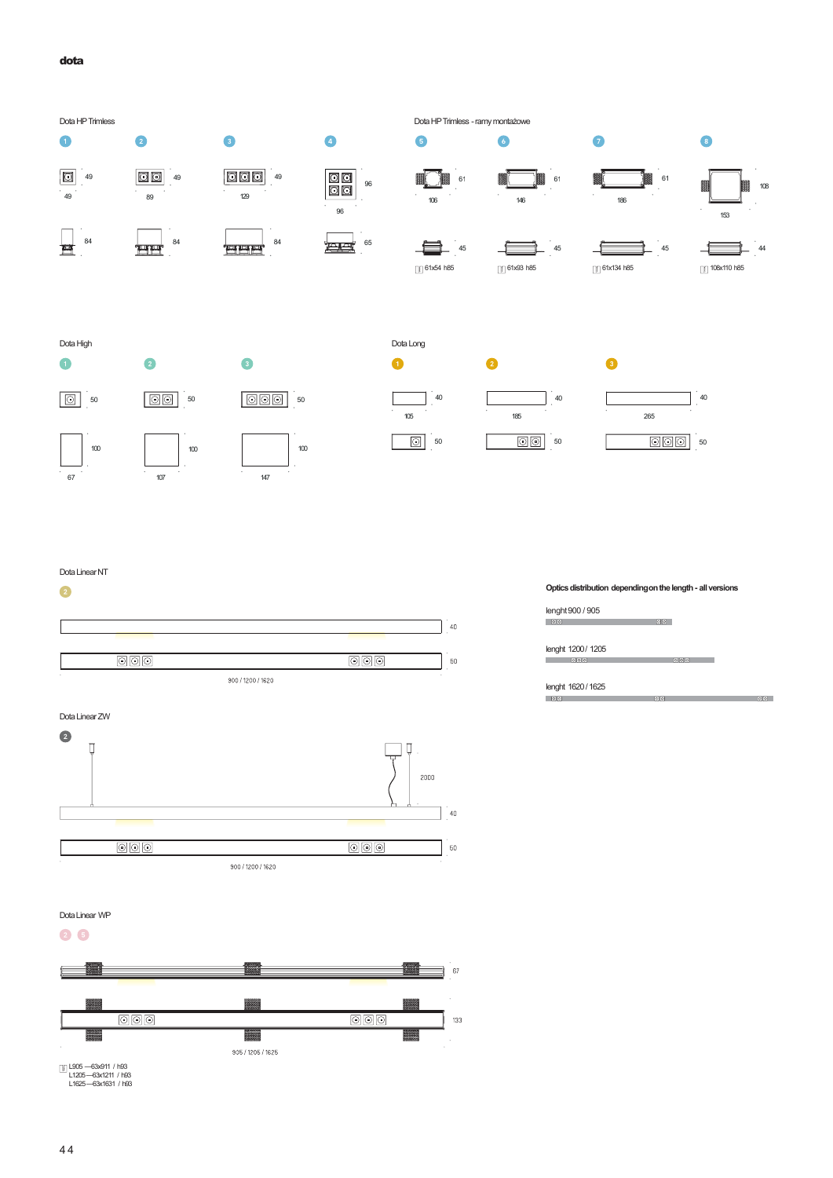**dota**

### Dota HP Trimless

1 — 49 / 49 — 84

2 — 49 / 89 — 84

3 — 49 / 129 — 84

4 — 96 / 96 — 65

### Dota HP Trimless - ramy montażowe

5 — 61 / 106 — 45 — 61x54 h85

6 — 61 / 146 — 45 — 61x93 h85

7 — 61 / 186 — 45 — 61x134 h85

8 — 108 / 153 — 44 — 108x110 h85

### Dota High

1 — 50 / 100 / 67

2 — 50 / 100 / 107

3 — 50 / 100 / 147

### Dota Long

1 — 40 / 105 — 50

2 — 40 / 185 — 50

3 — 40 / 265 — 50

### Dota Linear NT

2

40 / 50

900 / 1200 / 1620

### Dota Linear ZW

2

2000

40 / 50

900 / 1200 / 1620

### Dota Linear WP

2 5

67 / 133

905 / 1205 / 1625

L905 —63x911 / h93
L1205—63x1211 / h93
L1625—63x1631 / h93

**Optics distribution depending on the length - all versions**

lenght 900 / 905

lenght 1200 / 1205

lenght 1620 / 1625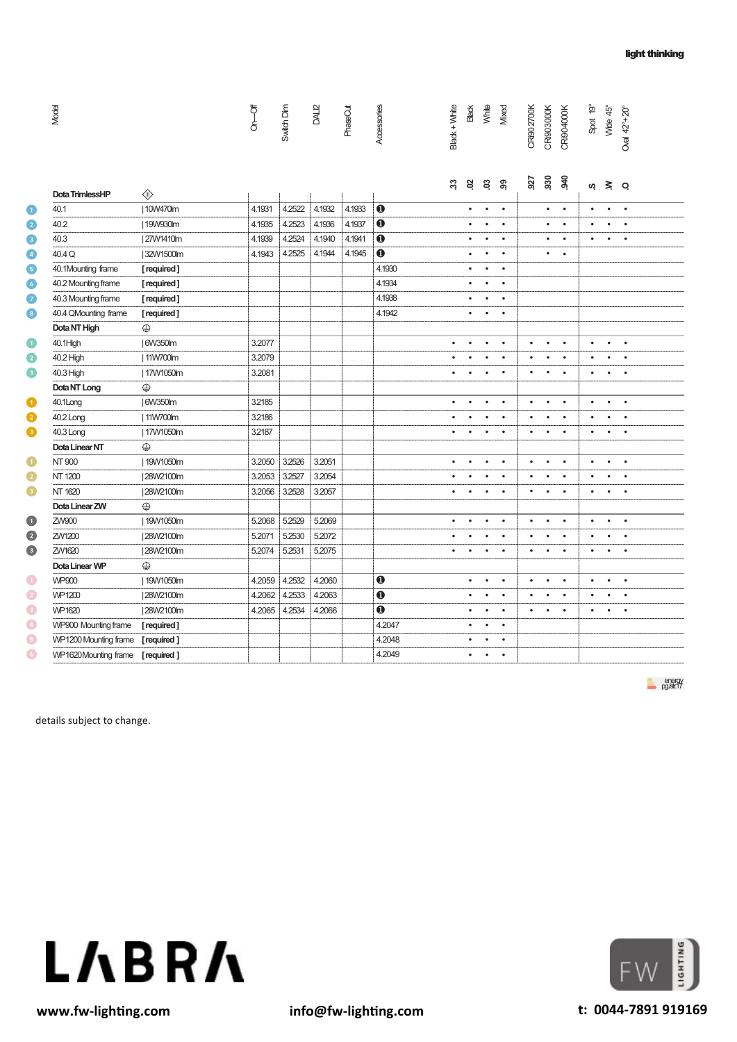light thinking

| | Model | | On—Off | Switch Dim | DALI2 | PhaseCut | Accessories | Black + White .33 | Black .02 | White .03 | Mixed .99 | CRI90 2700K .927 | CRI90 3000K .930 | CRI90 4000K .940 | Spot 19° S | Wide 45° W | Oval 42°+20° O |
|---|---|---|---|---|---|---|---|---|---|---|---|---|---|---|---|---|---|
| | **Dota TrimlessHP** | ⟨II⟩ | | | | | | | | | | | | | | | |
| 1 | 40.1 | 10W470lm | 4.1931 | 4.2522 | 4.1932 | 4.1933 | ❶ | | • | • | • | | • | • | • | • | • |
| 2 | 40.2 | 19W930lm | 4.1935 | 4.2523 | 4.1936 | 4.1937 | ❶ | | • | • | • | | • | • | • | • | • |
| 3 | 40.3 | 27W1410lm | 4.1939 | 4.2524 | 4.1940 | 4.1941 | ❶ | | • | • | • | | • | • | • | • | • |
| 4 | 40.4 Q | 32W1500lm | 4.1943 | 4.2525 | 4.1944 | 4.1945 | ❶ | | • | • | • | | • | • | • | • | • |
| 5 | 40.1 Mounting frame | [required] | | | | | 4.1930 | | • | • | • | | | | | | |
| 6 | 40.2 Mounting frame | [required] | | | | | 4.1934 | | • | • | • | | | | | | |
| 7 | 40.3 Mounting frame | [required] | | | | | 4.1938 | | • | • | • | | | | | | |
| 8 | 40.4 QMounting frame | [required] | | | | | 4.1942 | | • | • | • | | | | | | |
| | **Dota NT High** | ⊕ | | | | | | | | | | | | | | | |
| 1 | 40.1High | 6W350lm | 3.2077 | | | | | • | • | • | • | • | • | • | • | • | • |
| 2 | 40.2 High | 11W700lm | 3.2079 | | | | | • | • | • | • | • | • | • | • | • | • |
| 3 | 40.3 High | 17W1050lm | 3.2081 | | | | | • | • | • | • | • | • | • | • | • | • |
| | **Dota NT Long** | ⊕ | | | | | | | | | | | | | | | |
| 1 | 40.1Long | 6W350lm | 3.2185 | | | | | • | • | • | • | • | • | • | • | • | • |
| 2 | 40.2 Long | 11W700lm | 3.2186 | | | | | • | • | • | • | • | • | • | • | • | • |
| 3 | 40.3 Long | 17W1050lm | 3.2187 | | | | | • | • | • | • | • | • | • | • | • | • |
| | **Dota Linear NT** | ⊕ | | | | | | | | | | | | | | | |
| 1 | NT 900 | 19W1050lm | 3.2050 | 3.2526 | 3.2051 | | | • | • | • | • | • | • | • | • | • | • |
| 2 | NT 1200 | 28W2100lm | 3.2053 | 3.2527 | 3.2054 | | | • | • | • | • | • | • | • | • | • | • |
| 3 | NT 1620 | 28W2100lm | 3.2056 | 3.2528 | 3.2057 | | | • | • | • | • | • | • | • | • | • | • |
| | **Dota Linear ZW** | ⊕ | | | | | | | | | | | | | | | |
| 1 | ZW900 | 19W1050lm | 5.2068 | 5.2529 | 5.2069 | | | • | • | • | • | • | • | • | • | • | • |
| 2 | ZW1200 | 28W2100lm | 5.2071 | 5.2530 | 5.2072 | | | • | • | • | • | • | • | • | • | • | • |
| 3 | ZW1620 | 28W2100lm | 5.2074 | 5.2531 | 5.2075 | | | • | • | • | • | • | • | • | • | • | • |
| | **Dota Linear WP** | ⊕ | | | | | | | | | | | | | | | |
| 1 | WP900 | 19W1050lm | 4.2059 | 4.2532 | 4.2060 | | ❶ | | • | • | • | • | • | • | • | • | • |
| 2 | WP1200 | 28W2100lm | 4.2062 | 4.2533 | 4.2063 | | ❶ | | • | • | • | • | • | • | • | • | • |
| 3 | WP1620 | 28W2100lm | 4.2065 | 4.2534 | 4.2066 | | ❶ | | • | • | • | • | • | • | • | • | • |
| 4 | WP900 Mounting frame | [required] | | | | | 4.2047 | | • | • | • | | | | | | |
| 5 | WP1200 Mounting frame | [required] | | | | | 4.2048 | | • | • | • | | | | | | |
| 6 | WP1620 Mounting frame | [required] | | | | | 4.2049 | | • | • | • | | | | | | |

energy pg/str17

details subject to change.

LABRA

www.fw-lighting.com info@fw-lighting.com t: 0044-7891 919169